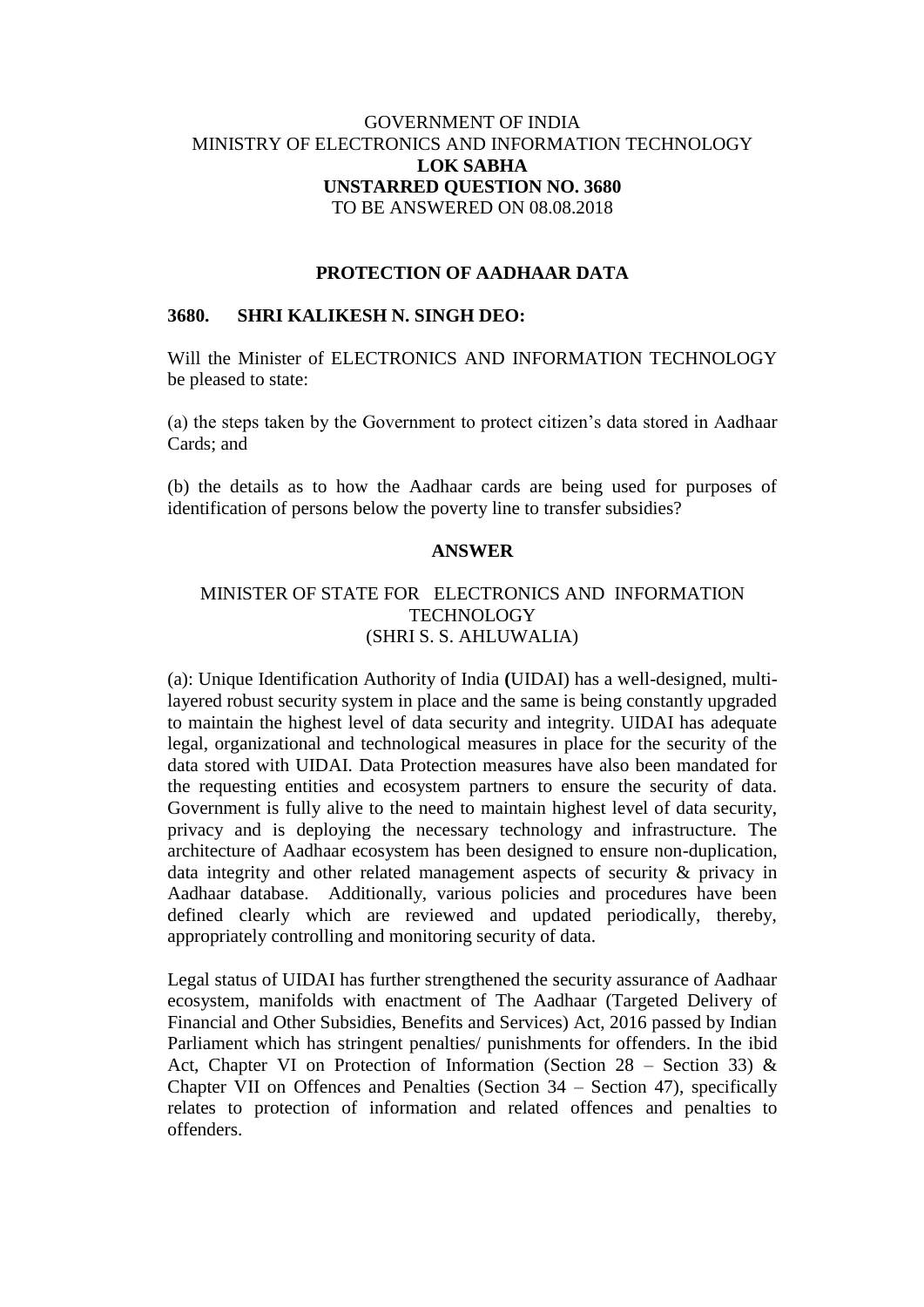GOVERNMENT OF INDIA
MINISTRY OF ELECTRONICS AND INFORMATION TECHNOLOGY
**LOK SABHA**
**UNSTARRED QUESTION NO. 3680**
TO BE ANSWERED ON 08.08.2018

**PROTECTION OF AADHAAR DATA**

**3680. SHRI KALIKESH N. SINGH DEO:**

Will the Minister of ELECTRONICS AND INFORMATION TECHNOLOGY be pleased to state:

(a) the steps taken by the Government to protect citizen's data stored in Aadhaar Cards; and

(b) the details as to how the Aadhaar cards are being used for purposes of identification of persons below the poverty line to transfer subsidies?

**ANSWER**

MINISTER OF STATE FOR ELECTRONICS AND INFORMATION TECHNOLOGY
(SHRI S. S. AHLUWALIA)

(a): Unique Identification Authority of India **(**UIDAI) has a well-designed, multi-layered robust security system in place and the same is being constantly upgraded to maintain the highest level of data security and integrity. UIDAI has adequate legal, organizational and technological measures in place for the security of the data stored with UIDAI. Data Protection measures have also been mandated for the requesting entities and ecosystem partners to ensure the security of data. Government is fully alive to the need to maintain highest level of data security, privacy and is deploying the necessary technology and infrastructure. The architecture of Aadhaar ecosystem has been designed to ensure non-duplication, data integrity and other related management aspects of security & privacy in Aadhaar database. Additionally, various policies and procedures have been defined clearly which are reviewed and updated periodically, thereby, appropriately controlling and monitoring security of data.

Legal status of UIDAI has further strengthened the security assurance of Aadhaar ecosystem, manifolds with enactment of The Aadhaar (Targeted Delivery of Financial and Other Subsidies, Benefits and Services) Act, 2016 passed by Indian Parliament which has stringent penalties/ punishments for offenders. In the ibid Act, Chapter VI on Protection of Information (Section 28 – Section 33) & Chapter VII on Offences and Penalties (Section 34 – Section 47), specifically relates to protection of information and related offences and penalties to offenders.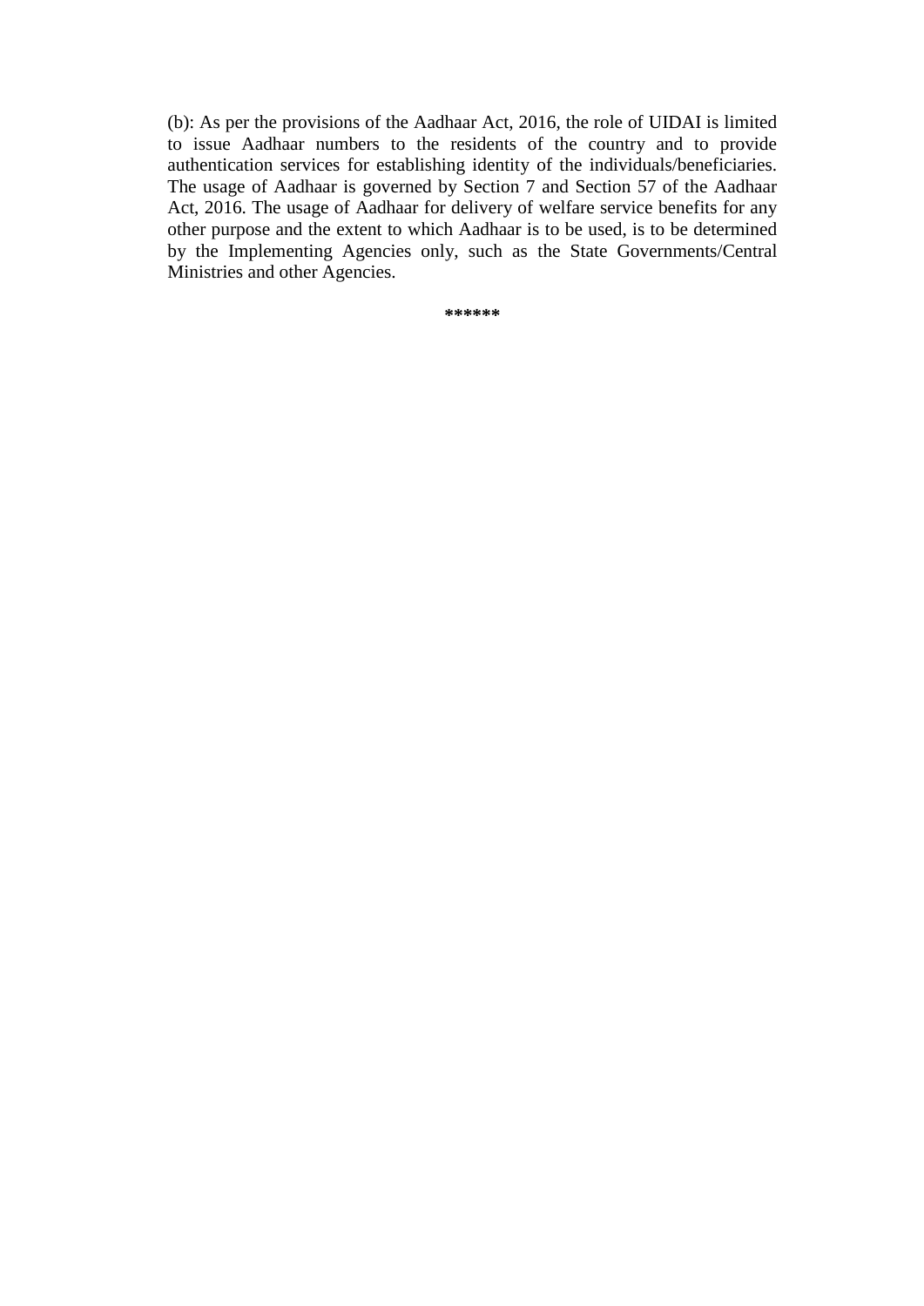(b): As per the provisions of the Aadhaar Act, 2016, the role of UIDAI is limited to issue Aadhaar numbers to the residents of the country and to provide authentication services for establishing identity of the individuals/beneficiaries. The usage of Aadhaar is governed by Section 7 and Section 57 of the Aadhaar Act, 2016. The usage of Aadhaar for delivery of welfare service benefits for any other purpose and the extent to which Aadhaar is to be used, is to be determined by the Implementing Agencies only, such as the State Governments/Central Ministries and other Agencies.

******